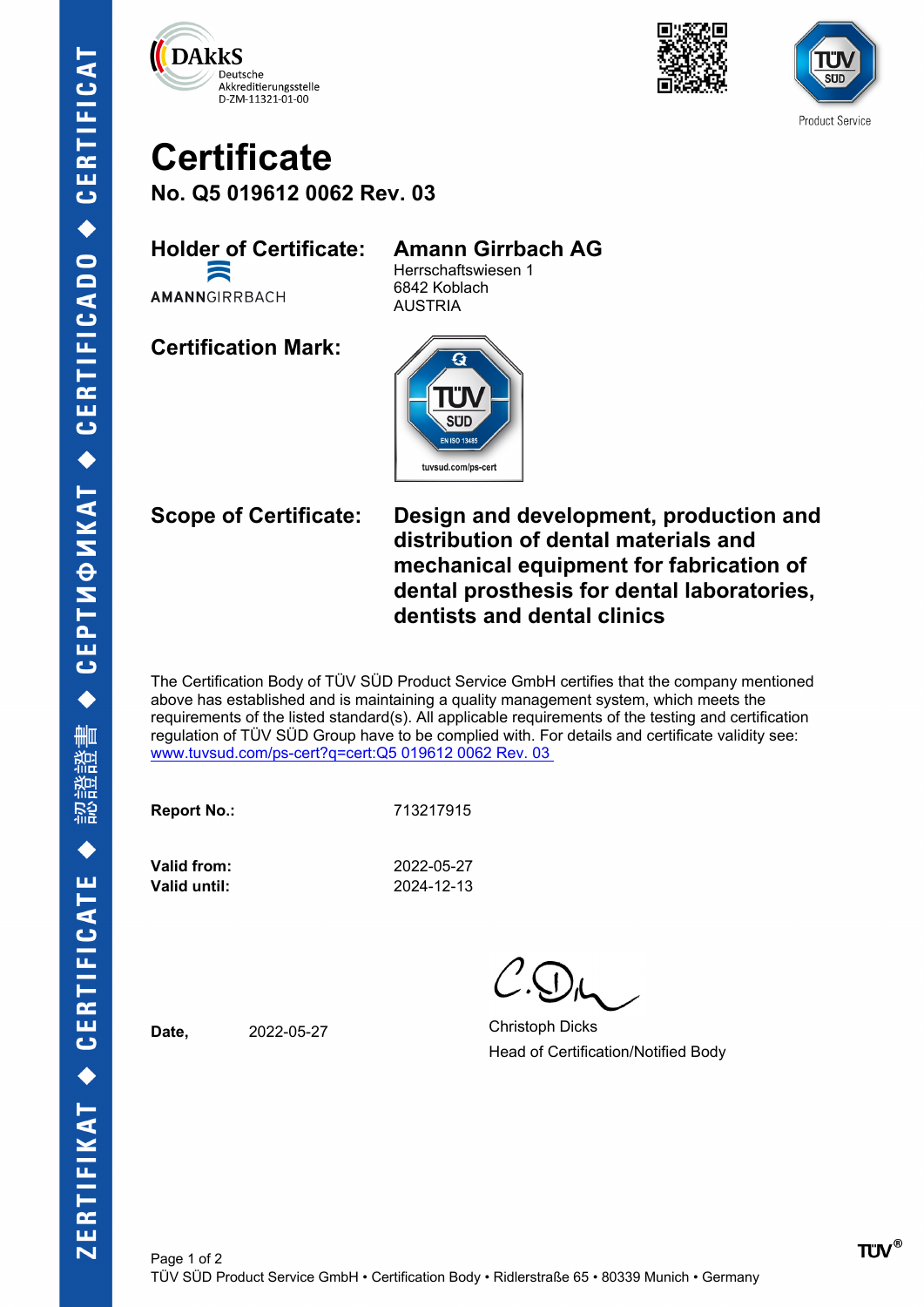DAkkS
Deutsche
Akkreditierungsstelle
D-ZM-11321-01-00

TÜV SÜD
Product Service

# Certificate

## No. Q5 019612 0062 Rev. 03

**Holder of Certificate:** **Amann Girrbach AG**
Herrschaftswiesen 1
6842 Koblach
AUSTRIA

AMANNGIRRBACH

**Certification Mark:**

TÜV SÜD
EN ISO 13485
tuvsud.com/ps-cert

**Scope of Certificate:** **Design and development, production and distribution of dental materials and mechanical equipment for fabrication of dental prosthesis for dental laboratories, dentists and dental clinics**

The Certification Body of TÜV SÜD Product Service GmbH certifies that the company mentioned above has established and is maintaining a quality management system, which meets the requirements of the listed standard(s). All applicable requirements of the testing and certification regulation of TÜV SÜD Group have to be complied with. For details and certificate validity see: www.tuvsud.com/ps-cert?q=cert:Q5 019612 0062 Rev. 03

**Report No.:** 713217915

**Valid from:** 2022-05-27
**Valid until:** 2024-12-13

**Date,** 2022-05-27

Christoph Dicks
Head of Certification/Notified Body

TÜV SÜD Product Service GmbH • Certification Body • Ridlerstraße 65 • 80339 Munich • Germany

ZERTIFIKAT ◆ CERTIFICATE ◆ 認證證書 ◆ CЕРТИФИКАТ ◆ CERTIFICADO ◆ CERTIFICAT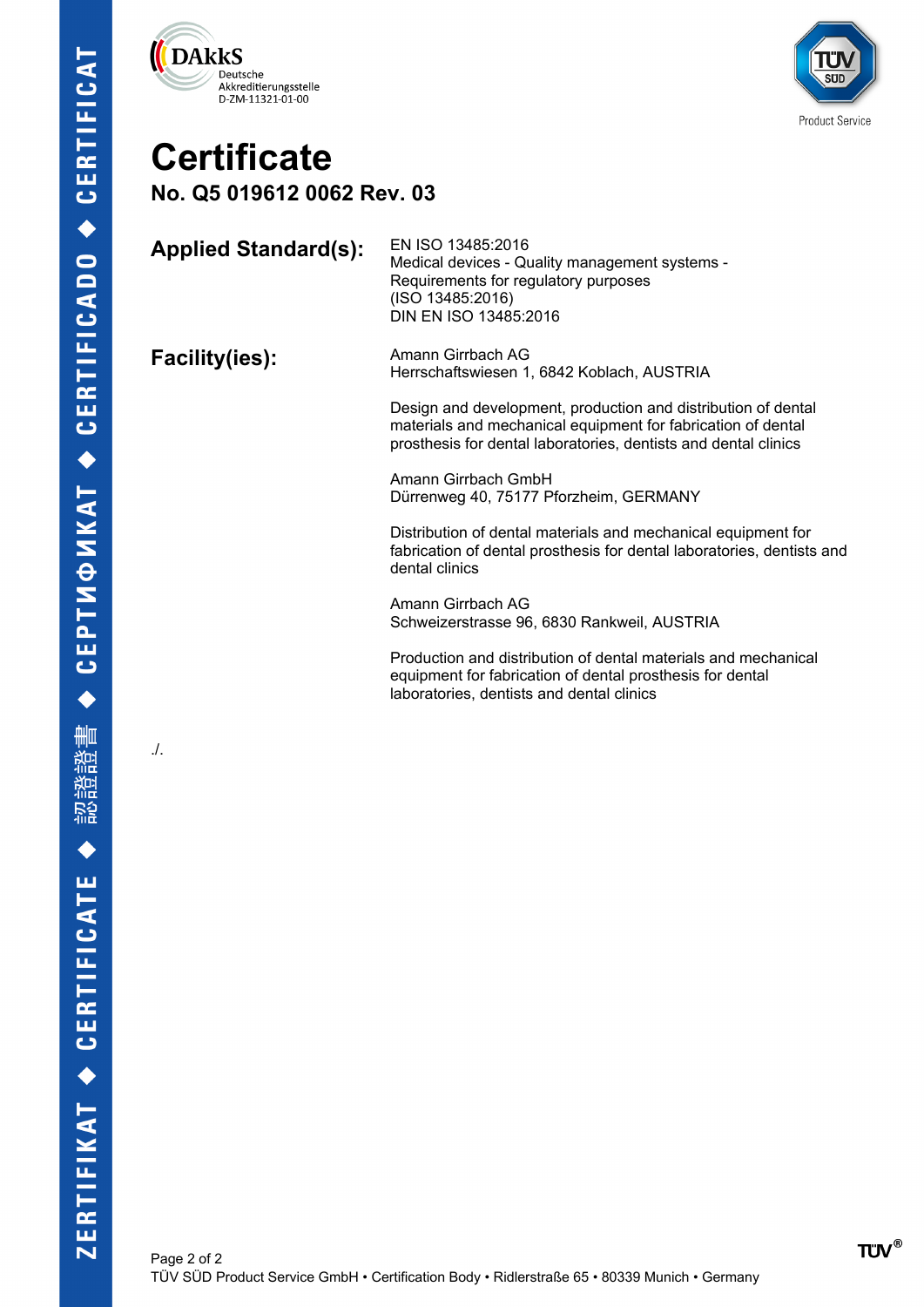DAkkS
Deutsche
Akkreditierungsstelle
D-ZM-11321-01-00

Product Service

# Certificate

## No. Q5 019612 0062 Rev. 03

**Applied Standard(s):**

EN ISO 13485:2016
Medical devices - Quality management systems -
Requirements for regulatory purposes
(ISO 13485:2016)
DIN EN ISO 13485:2016

**Facility(ies):**

Amann Girrbach AG
Herrschaftswiesen 1, 6842 Koblach, AUSTRIA

Design and development, production and distribution of dental materials and mechanical equipment for fabrication of dental prosthesis for dental laboratories, dentists and dental clinics

Amann Girrbach GmbH
Dürrenweg 40, 75177 Pforzheim, GERMANY

Distribution of dental materials and mechanical equipment for fabrication of dental prosthesis for dental laboratories, dentists and dental clinics

Amann Girrbach AG
Schweizerstrasse 96, 6830 Rankweil, AUSTRIA

Production and distribution of dental materials and mechanical equipment for fabrication of dental prosthesis for dental laboratories, dentists and dental clinics

./.

TÜV SÜD Product Service GmbH • Certification Body • Ridlerstraße 65 • 80339 Munich • Germany